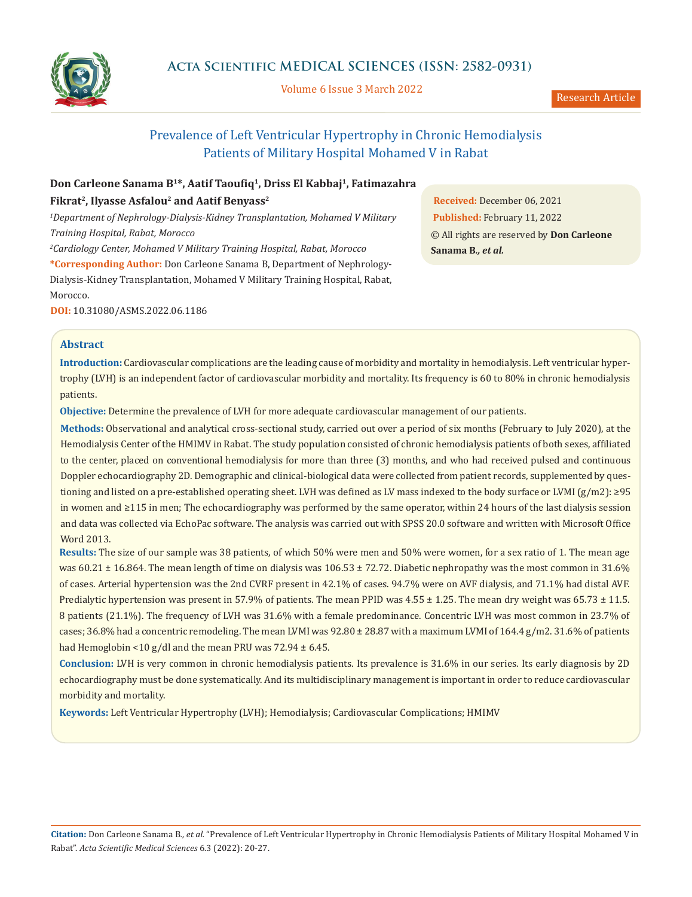Research Article

# Prevalence of Left Ventricular Hypertrophy in Chronic Hemodialysis Patients of Military Hospital Mohamed V in Rabat

**Don Carleone Sanama B[1]*, Aatif Taoufiq[1], Driss El Kabbaj[1], Fatimazahra Fikrat[2], Ilyasse Asfalou[2] and Aatif Benyass[2]**

*[1]Department of Nephrology-Dialysis-Kidney Transplantation, Mohamed V Military Training Hospital, Rabat, Morocco*

*[2]Cardiology Center, Mohamed V Military Training Hospital, Rabat, Morocco*

**\*Corresponding Author:** Don Carleone Sanama B, Department of Nephrology-Dialysis-Kidney Transplantation, Mohamed V Military Training Hospital, Rabat, Morocco.

**DOI:** 10.31080/ASMS.2022.06.1186

**Received:** December 06, 2021

**Published:** February 11, 2022

© All rights are reserved by **Don Carleone Sanama B., *et al.***

## Abstract

**Introduction:** Cardiovascular complications are the leading cause of morbidity and mortality in hemodialysis. Left ventricular hypertrophy (LVH) is an independent factor of cardiovascular morbidity and mortality. Its frequency is 60 to 80% in chronic hemodialysis patients.

**Objective:** Determine the prevalence of LVH for more adequate cardiovascular management of our patients.

**Methods:** Observational and analytical cross-sectional study, carried out over a period of six months (February to July 2020), at the Hemodialysis Center of the HMIMV in Rabat. The study population consisted of chronic hemodialysis patients of both sexes, affiliated to the center, placed on conventional hemodialysis for more than three (3) months, and who had received pulsed and continuous Doppler echocardiography 2D. Demographic and clinical-biological data were collected from patient records, supplemented by questioning and listed on a pre-established operating sheet. LVH was defined as LV mass indexed to the body surface or LVMI (g/m2): ≥95 in women and ≥115 in men; The echocardiography was performed by the same operator, within 24 hours of the last dialysis session and data was collected via EchoPac software. The analysis was carried out with SPSS 20.0 software and written with Microsoft Office Word 2013.

**Results:** The size of our sample was 38 patients, of which 50% were men and 50% were women, for a sex ratio of 1. The mean age was 60.21 ± 16.864. The mean length of time on dialysis was 106.53 ± 72.72. Diabetic nephropathy was the most common in 31.6% of cases. Arterial hypertension was the 2nd CVRF present in 42.1% of cases. 94.7% were on AVF dialysis, and 71.1% had distal AVF. Predialytic hypertension was present in 57.9% of patients. The mean PPID was 4.55 ± 1.25. The mean dry weight was 65.73 ± 11.5. 8 patients (21.1%). The frequency of LVH was 31.6% with a female predominance. Concentric LVH was most common in 23.7% of cases; 36.8% had a concentric remodeling. The mean LVMI was 92.80 ± 28.87 with a maximum LVMI of 164.4 g/m2. 31.6% of patients had Hemoglobin <10 g/dl and the mean PRU was 72.94 ± 6.45.

**Conclusion:** LVH is very common in chronic hemodialysis patients. Its prevalence is 31.6% in our series. Its early diagnosis by 2D echocardiography must be done systematically. And its multidisciplinary management is important in order to reduce cardiovascular morbidity and mortality.

**Keywords:** Left Ventricular Hypertrophy (LVH); Hemodialysis; Cardiovascular Complications; HMIMV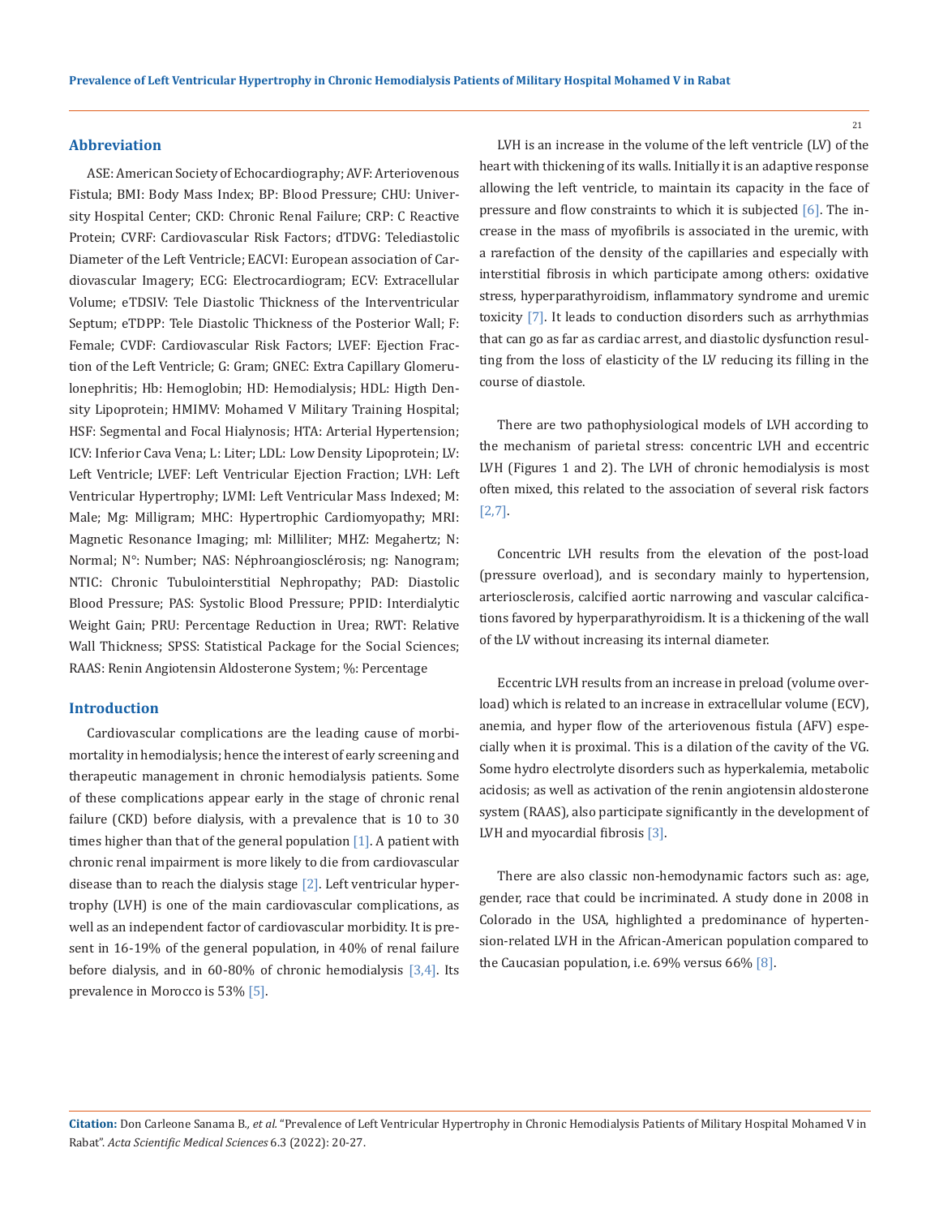## Abbreviation

ASE: American Society of Echocardiography; AVF: Arteriovenous Fistula; BMI: Body Mass Index; BP: Blood Pressure; CHU: University Hospital Center; CKD: Chronic Renal Failure; CRP: C Reactive Protein; CVRF: Cardiovascular Risk Factors; dTDVG: Telediastolic Diameter of the Left Ventricle; EACVI: European association of Cardiovascular Imagery; ECG: Electrocardiogram; ECV: Extracellular Volume; eTDSIV: Tele Diastolic Thickness of the Interventricular Septum; eTDPP: Tele Diastolic Thickness of the Posterior Wall; F: Female; CVDF: Cardiovascular Risk Factors; LVEF: Ejection Fraction of the Left Ventricle; G: Gram; GNEC: Extra Capillary Glomerulonephritis; Hb: Hemoglobin; HD: Hemodialysis; HDL: Higth Density Lipoprotein; HMIMV: Mohamed V Military Training Hospital; HSF: Segmental and Focal Hialynosis; HTA: Arterial Hypertension; ICV: Inferior Cava Vena; L: Liter; LDL: Low Density Lipoprotein; LV: Left Ventricle; LVEF: Left Ventricular Ejection Fraction; LVH: Left Ventricular Hypertrophy; LVMI: Left Ventricular Mass Indexed; M: Male; Mg: Milligram; MHC: Hypertrophic Cardiomyopathy; MRI: Magnetic Resonance Imaging; ml: Milliliter; MHZ: Megahertz; N: Normal; N°: Number; NAS: Néphroangiosclérosis; ng: Nanogram; NTIC: Chronic Tubulointerstitial Nephropathy; PAD: Diastolic Blood Pressure; PAS: Systolic Blood Pressure; PPID: Interdialytic Weight Gain; PRU: Percentage Reduction in Urea; RWT: Relative Wall Thickness; SPSS: Statistical Package for the Social Sciences; RAAS: Renin Angiotensin Aldosterone System; %: Percentage

## Introduction

Cardiovascular complications are the leading cause of morbimortality in hemodialysis; hence the interest of early screening and therapeutic management in chronic hemodialysis patients. Some of these complications appear early in the stage of chronic renal failure (CKD) before dialysis, with a prevalence that is 10 to 30 times higher than that of the general population [1]. A patient with chronic renal impairment is more likely to die from cardiovascular disease than to reach the dialysis stage [2]. Left ventricular hypertrophy (LVH) is one of the main cardiovascular complications, as well as an independent factor of cardiovascular morbidity. It is present in 16-19% of the general population, in 40% of renal failure before dialysis, and in 60-80% of chronic hemodialysis [3,4]. Its prevalence in Morocco is 53% [5].

LVH is an increase in the volume of the left ventricle (LV) of the heart with thickening of its walls. Initially it is an adaptive response allowing the left ventricle, to maintain its capacity in the face of pressure and flow constraints to which it is subjected [6]. The increase in the mass of myofibrils is associated in the uremic, with a rarefaction of the density of the capillaries and especially with interstitial fibrosis in which participate among others: oxidative stress, hyperparathyroidism, inflammatory syndrome and uremic toxicity [7]. It leads to conduction disorders such as arrhythmias that can go as far as cardiac arrest, and diastolic dysfunction resulting from the loss of elasticity of the LV reducing its filling in the course of diastole.

There are two pathophysiological models of LVH according to the mechanism of parietal stress: concentric LVH and eccentric LVH (Figures 1 and 2). The LVH of chronic hemodialysis is most often mixed, this related to the association of several risk factors [2,7].

Concentric LVH results from the elevation of the post-load (pressure overload), and is secondary mainly to hypertension, arteriosclerosis, calcified aortic narrowing and vascular calcifications favored by hyperparathyroidism. It is a thickening of the wall of the LV without increasing its internal diameter.

Eccentric LVH results from an increase in preload (volume overload) which is related to an increase in extracellular volume (ECV), anemia, and hyper flow of the arteriovenous fistula (AFV) especially when it is proximal. This is a dilation of the cavity of the VG. Some hydro electrolyte disorders such as hyperkalemia, metabolic acidosis; as well as activation of the renin angiotensin aldosterone system (RAAS), also participate significantly in the development of LVH and myocardial fibrosis [3].

There are also classic non-hemodynamic factors such as: age, gender, race that could be incriminated. A study done in 2008 in Colorado in the USA, highlighted a predominance of hypertension-related LVH in the African-American population compared to the Caucasian population, i.e. 69% versus 66% [8].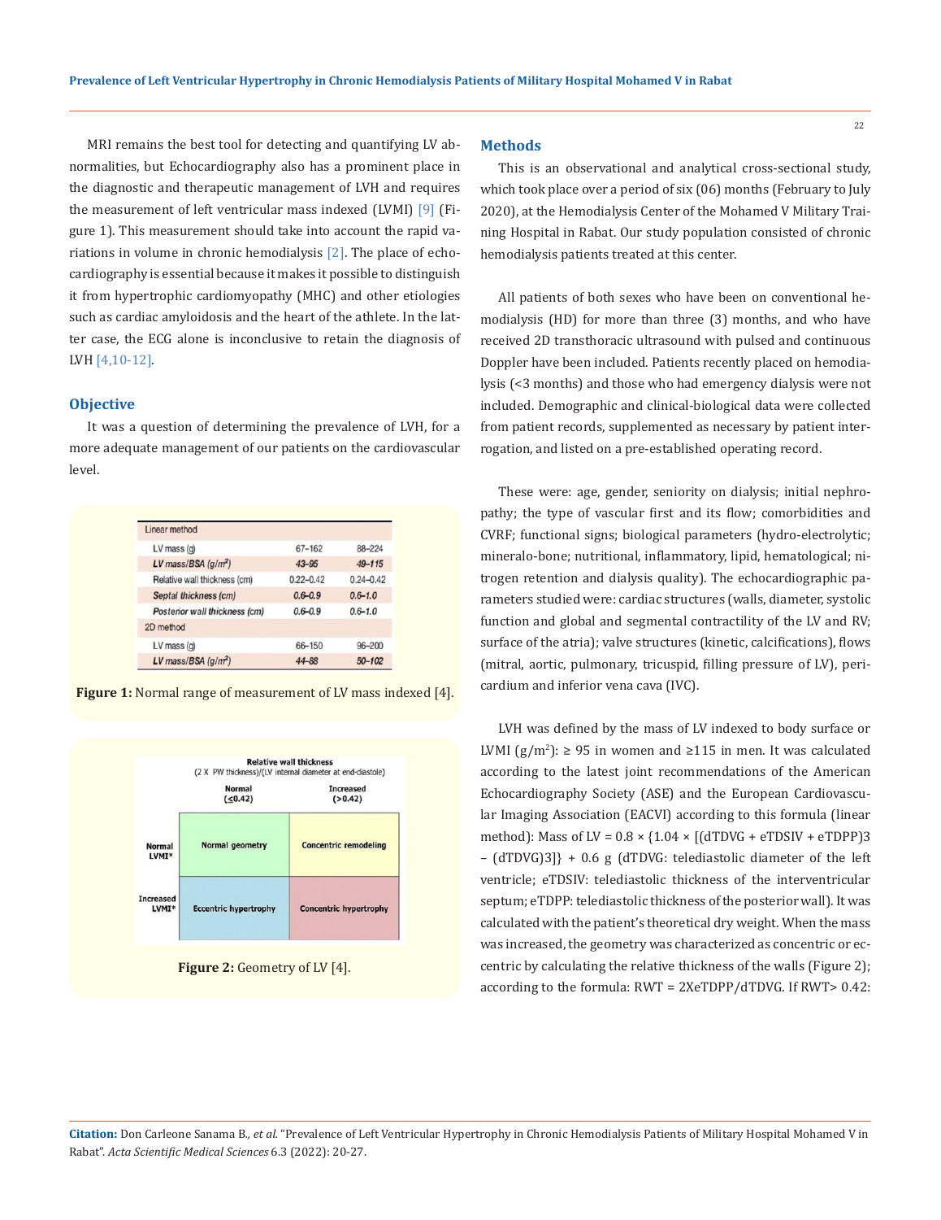MRI remains the best tool for detecting and quantifying LV abnormalities, but Echocardiography also has a prominent place in the diagnostic and therapeutic management of LVH and requires the measurement of left ventricular mass indexed (LVMI) [9] (Figure 1). This measurement should take into account the rapid variations in volume in chronic hemodialysis [2]. The place of echocardiography is essential because it makes it possible to distinguish it from hypertrophic cardiomyopathy (MHC) and other etiologies such as cardiac amyloidosis and the heart of the athlete. In the latter case, the ECG alone is inconclusive to retain the diagnosis of LVH [4,10-12].

## Objective

It was a question of determining the prevalence of LVH, for a more adequate management of our patients on the cardiovascular level.

| Linear method | | |
|---|---|---|
| LV mass (g) | 67–162 | 88–224 |
| *LV mass/BSA (g/m²)* | *43–95* | *49–115* |
| Relative wall thickness (cm) | 0.22–0.42 | 0.24–0.42 |
| *Septal thickness (cm)* | *0.6–0.9* | *0.6–1.0* |
| *Posterior wall thickness (cm)* | *0.6–0.9* | *0.6–1.0* |
| 2D method | | |
| LV mass (g) | 66–150 | 96–200 |
| *LV mass/BSA (g/m²)* | *44–88* | *50–102* |

**Figure 1:** Normal range of measurement of LV mass indexed [4].

| | Relative wall thickness (2 X PW thickness)/(LV internal diameter at end-diastole) Normal (≤0.42) | Increased (>0.42) |
|---|---|---|
| Normal LVMI* | Normal geometry | Concentric remodeling |
| Increased LVMI* | Eccentric hypertrophy | Concentric hypertrophy |

**Figure 2:** Geometry of LV [4].

## Methods

This is an observational and analytical cross-sectional study, which took place over a period of six (06) months (February to July 2020), at the Hemodialysis Center of the Mohamed V Military Training Hospital in Rabat. Our study population consisted of chronic hemodialysis patients treated at this center.

All patients of both sexes who have been on conventional hemodialysis (HD) for more than three (3) months, and who have received 2D transthoracic ultrasound with pulsed and continuous Doppler have been included. Patients recently placed on hemodialysis (<3 months) and those who had emergency dialysis were not included. Demographic and clinical-biological data were collected from patient records, supplemented as necessary by patient interrogation, and listed on a pre-established operating record.

These were: age, gender, seniority on dialysis; initial nephropathy; the type of vascular first and its flow; comorbidities and CVRF; functional signs; biological parameters (hydro-electrolytic; mineralo-bone; nutritional, inflammatory, lipid, hematological; nitrogen retention and dialysis quality). The echocardiographic parameters studied were: cardiac structures (walls, diameter, systolic function and global and segmental contractility of the LV and RV; surface of the atria); valve structures (kinetic, calcifications), flows (mitral, aortic, pulmonary, tricuspid, filling pressure of LV), pericardium and inferior vena cava (IVC).

LVH was defined by the mass of LV indexed to body surface or LVMI ($g/m^2$): ≥ 95 in women and ≥115 in men. It was calculated according to the latest joint recommendations of the American Echocardiography Society (ASE) and the European Cardiovascular Imaging Association (EACVI) according to this formula (linear method): Mass of LV = $0.8 \times \{1.04 \times [(dTDVG + eTDSIV + eTDPP)3 - (dTDVG)3]\} + 0.6$ g (dTDVG: telediastolic diameter of the left ventricle; eTDSIV: telediastolic thickness of the interventricular septum; eTDPP: telediastolic thickness of the posterior wall). It was calculated with the patient's theoretical dry weight. When the mass was increased, the geometry was characterized as concentric or eccentric by calculating the relative thickness of the walls (Figure 2); according to the formula: RWT = 2XeTDPP/dTDVG. If RWT> 0.42: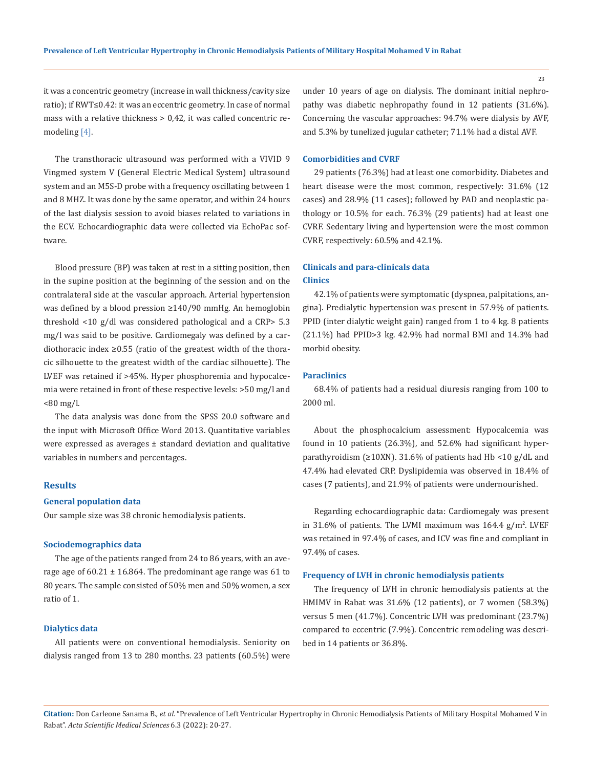it was a concentric geometry (increase in wall thickness/cavity size ratio); if RWT≤0.42: it was an eccentric geometry. In case of normal mass with a relative thickness > 0,42, it was called concentric remodeling [4].

The transthoracic ultrasound was performed with a VIVID 9 Vingmed system V (General Electric Medical System) ultrasound system and an M5S-D probe with a frequency oscillating between 1 and 8 MHZ. It was done by the same operator, and within 24 hours of the last dialysis session to avoid biases related to variations in the ECV. Echocardiographic data were collected via EchoPac software.

Blood pressure (BP) was taken at rest in a sitting position, then in the supine position at the beginning of the session and on the contralateral side at the vascular approach. Arterial hypertension was defined by a blood pression ≥140/90 mmHg. An hemoglobin threshold <10 g/dl was considered pathological and a CRP> 5.3 mg/l was said to be positive. Cardiomegaly was defined by a cardiothoracic index ≥0.55 (ratio of the greatest width of the thoracic silhouette to the greatest width of the cardiac silhouette). The LVEF was retained if >45%. Hyper phosphoremia and hypocalcemia were retained in front of these respective levels: >50 mg/l and <80 mg/l.

The data analysis was done from the SPSS 20.0 software and the input with Microsoft Office Word 2013. Quantitative variables were expressed as averages ± standard deviation and qualitative variables in numbers and percentages.

## Results

### General population data

Our sample size was 38 chronic hemodialysis patients.

### Sociodemographics data

The age of the patients ranged from 24 to 86 years, with an average age of 60.21 ± 16.864. The predominant age range was 61 to 80 years. The sample consisted of 50% men and 50% women, a sex ratio of 1.

### Dialytics data

All patients were on conventional hemodialysis. Seniority on dialysis ranged from 13 to 280 months. 23 patients (60.5%) were under 10 years of age on dialysis. The dominant initial nephropathy was diabetic nephropathy found in 12 patients (31.6%). Concerning the vascular approaches: 94.7% were dialysis by AVF, and 5.3% by tunelized jugular catheter; 71.1% had a distal AVF.

### Comorbidities and CVRF

29 patients (76.3%) had at least one comorbidity. Diabetes and heart disease were the most common, respectively: 31.6% (12 cases) and 28.9% (11 cases); followed by PAD and neoplastic pathology or 10.5% for each. 76.3% (29 patients) had at least one CVRF. Sedentary living and hypertension were the most common CVRF, respectively: 60.5% and 42.1%.

### Clinicals and para-clinicals data

#### Clinics

42.1% of patients were symptomatic (dyspnea, palpitations, angina). Predialytic hypertension was present in 57.9% of patients. PPID (inter dialytic weight gain) ranged from 1 to 4 kg. 8 patients (21.1%) had PPID>3 kg. 42.9% had normal BMI and 14.3% had morbid obesity.

#### Paraclinics

68.4% of patients had a residual diuresis ranging from 100 to 2000 ml.

About the phosphocalcium assessment: Hypocalcemia was found in 10 patients (26.3%), and 52.6% had significant hyperparathyroidism (≥10XN). 31.6% of patients had Hb <10 g/dL and 47.4% had elevated CRP. Dyslipidemia was observed in 18.4% of cases (7 patients), and 21.9% of patients were undernourished.

Regarding echocardiographic data: Cardiomegaly was present in 31.6% of patients. The LVMI maximum was 164.4 $g/m^2$. LVEF was retained in 97.4% of cases, and ICV was fine and compliant in 97.4% of cases.

### Frequency of LVH in chronic hemodialysis patients

The frequency of LVH in chronic hemodialysis patients at the HMIMV in Rabat was 31.6% (12 patients), or 7 women (58.3%) versus 5 men (41.7%). Concentric LVH was predominant (23.7%) compared to eccentric (7.9%). Concentric remodeling was described in 14 patients or 36.8%.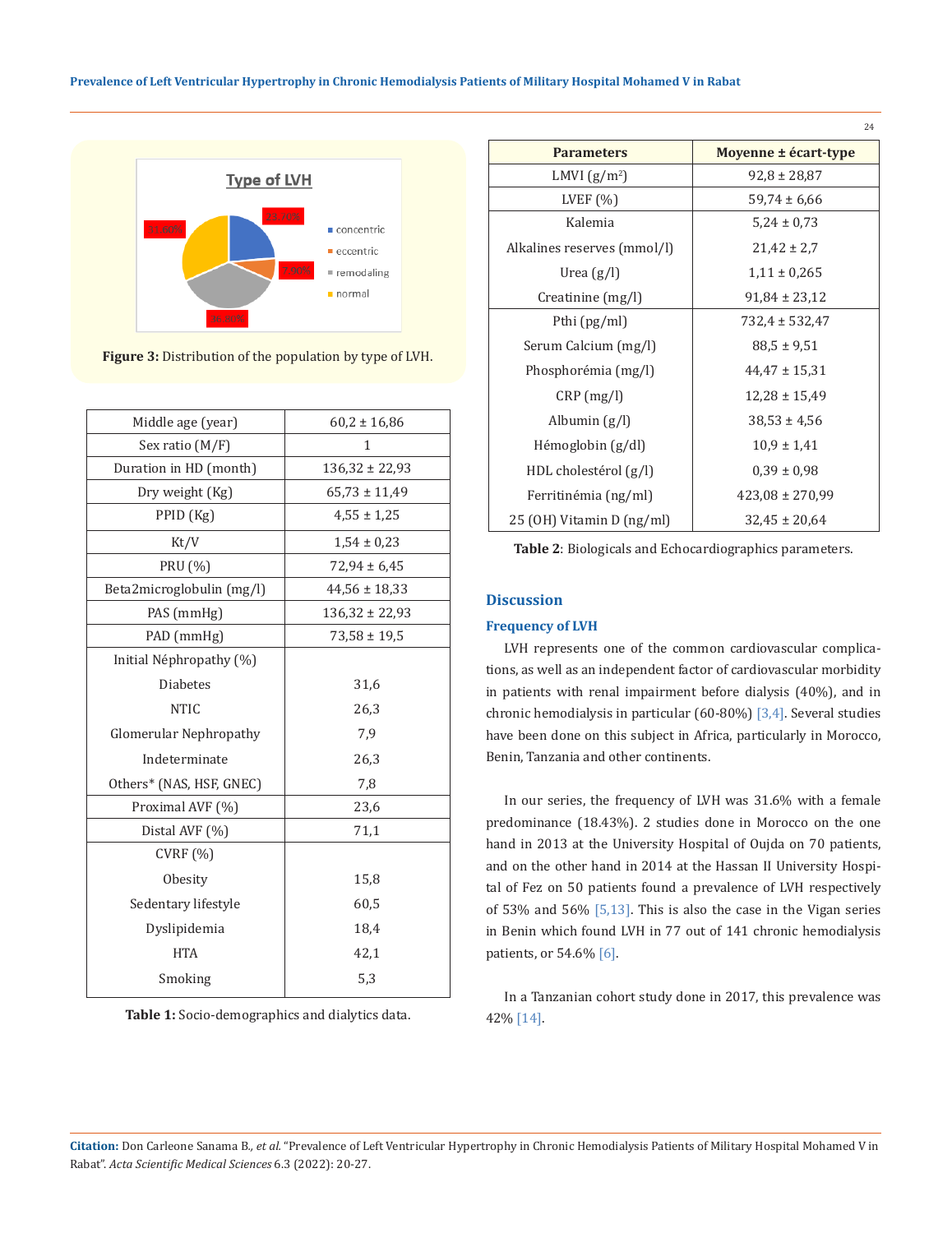Figure 3: Distribution of the population by type of LVH.

| Middle age (year) | 60,2 ± 16,86 |
|---|---|
| Sex ratio (M/F) | 1 |
| Duration in HD (month) | 136,32 ± 22,93 |
| Dry weight (Kg) | 65,73 ± 11,49 |
| PPID (Kg) | 4,55 ± 1,25 |
| Kt/V | 1,54 ± 0,23 |
| PRU (%) | 72,94 ± 6,45 |
| Beta2microglobulin (mg/l) | 44,56 ± 18,33 |
| PAS (mmHg) | 136,32 ± 22,93 |
| PAD (mmHg) | 73,58 ± 19,5 |
| Initial Néphropathy (%) | |
| Diabetes | 31,6 |
| NTIC | 26,3 |
| Glomerular Nephropathy | 7,9 |
| Indeterminate | 26,3 |
| Others* (NAS, HSF, GNEC) | 7,8 |
| Proximal AVF (%) | 23,6 |
| Distal AVF (%) | 71,1 |
| CVRF (%) | |
| Obesity | 15,8 |
| Sedentary lifestyle | 60,5 |
| Dyslipidemia | 18,4 |
| HTA | 42,1 |
| Smoking | 5,3 |

**Table 1:** Socio-demographics and dialytics data.

| Parameters | Moyenne ± écart-type |
|---|---|
| LMVI (g/m$^2$) | 92,8 ± 28,87 |
| LVEF (%) | 59,74 ± 6,66 |
| Kalemia | 5,24 ± 0,73 |
| Alkalines reserves (mmol/l) | 21,42 ± 2,7 |
| Urea (g/l) | 1,11 ± 0,265 |
| Creatinine (mg/l) | 91,84 ± 23,12 |
| Pthi (pg/ml) | 732,4 ± 532,47 |
| Serum Calcium (mg/l) | 88,5 ± 9,51 |
| Phosphorémia (mg/l) | 44,47 ± 15,31 |
| CRP (mg/l) | 12,28 ± 15,49 |
| Albumin (g/l) | 38,53 ± 4,56 |
| Hémoglobin (g/dl) | 10,9 ± 1,41 |
| HDL cholestérol (g/l) | 0,39 ± 0,98 |
| Ferritinémia (ng/ml) | 423,08 ± 270,99 |
| 25 (OH) Vitamin D (ng/ml) | 32,45 ± 20,64 |

**Table 2**: Biologicals and Echocardiographics parameters.

## Discussion

### Frequency of LVH

LVH represents one of the common cardiovascular complications, as well as an independent factor of cardiovascular morbidity in patients with renal impairment before dialysis (40%), and in chronic hemodialysis in particular (60-80%) [3,4]. Several studies have been done on this subject in Africa, particularly in Morocco, Benin, Tanzania and other continents.

In our series, the frequency of LVH was 31.6% with a female predominance (18.43%). 2 studies done in Morocco on the one hand in 2013 at the University Hospital of Oujda on 70 patients, and on the other hand in 2014 at the Hassan II University Hospital of Fez on 50 patients found a prevalence of LVH respectively of 53% and 56% [5,13]. This is also the case in the Vigan series in Benin which found LVH in 77 out of 141 chronic hemodialysis patients, or 54.6% [6].

In a Tanzanian cohort study done in 2017, this prevalence was 42% [14].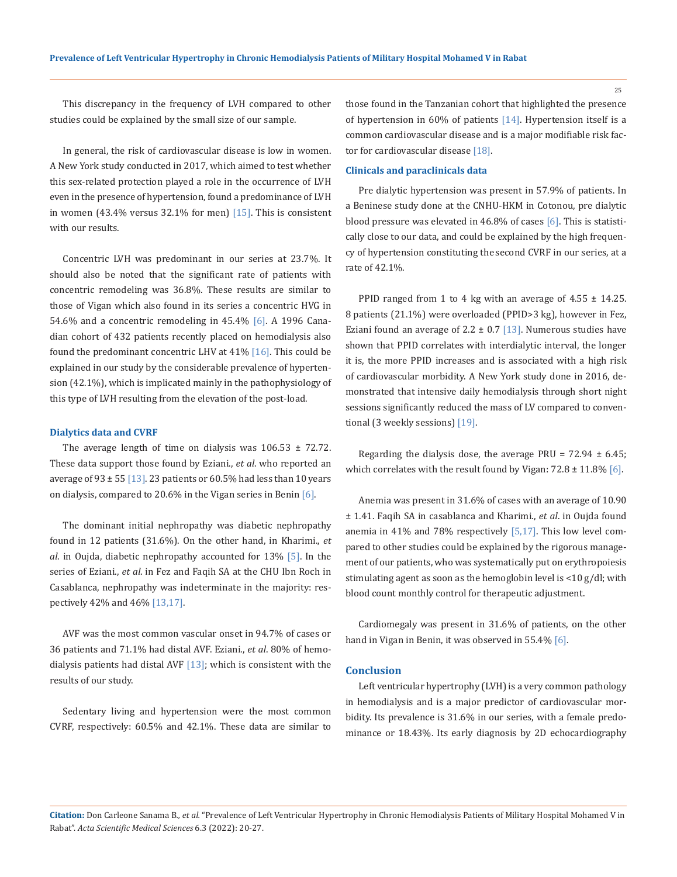This discrepancy in the frequency of LVH compared to other studies could be explained by the small size of our sample.

In general, the risk of cardiovascular disease is low in women. A New York study conducted in 2017, which aimed to test whether this sex-related protection played a role in the occurrence of LVH even in the presence of hypertension, found a predominance of LVH in women (43.4% versus 32.1% for men) [15]. This is consistent with our results.

Concentric LVH was predominant in our series at 23.7%. It should also be noted that the significant rate of patients with concentric remodeling was 36.8%. These results are similar to those of Vigan which also found in its series a concentric HVG in 54.6% and a concentric remodeling in 45.4% [6]. A 1996 Canadian cohort of 432 patients recently placed on hemodialysis also found the predominant concentric LHV at 41% [16]. This could be explained in our study by the considerable prevalence of hypertension (42.1%), which is implicated mainly in the pathophysiology of this type of LVH resulting from the elevation of the post-load.

### Dialytics data and CVRF

The average length of time on dialysis was 106.53 ± 72.72. These data support those found by Eziani., *et al*. who reported an average of 93 ± 55 [13]. 23 patients or 60.5% had less than 10 years on dialysis, compared to 20.6% in the Vigan series in Benin [6].

The dominant initial nephropathy was diabetic nephropathy found in 12 patients (31.6%). On the other hand, in Kharimi., *et al*. in Oujda, diabetic nephropathy accounted for 13% [5]. In the series of Eziani., *et al*. in Fez and Faqih SA at the CHU Ibn Roch in Casablanca, nephropathy was indeterminate in the majority: respectively 42% and 46% [13,17].

AVF was the most common vascular onset in 94.7% of cases or 36 patients and 71.1% had distal AVF. Eziani., *et al*. 80% of hemodialysis patients had distal AVF [13]; which is consistent with the results of our study.

Sedentary living and hypertension were the most common CVRF, respectively: 60.5% and 42.1%. These data are similar to those found in the Tanzanian cohort that highlighted the presence of hypertension in 60% of patients [14]. Hypertension itself is a common cardiovascular disease and is a major modifiable risk factor for cardiovascular disease [18].

### Clinicals and paraclinicals data

Pre dialytic hypertension was present in 57.9% of patients. In a Beninese study done at the CNHU-HKM in Cotonou, pre dialytic blood pressure was elevated in 46.8% of cases [6]. This is statistically close to our data, and could be explained by the high frequency of hypertension constituting the second CVRF in our series, at a rate of 42.1%.

PPID ranged from 1 to 4 kg with an average of 4.55 ± 14.25. 8 patients (21.1%) were overloaded (PPID>3 kg), however in Fez, Eziani found an average of 2.2 ± 0.7 [13]. Numerous studies have shown that PPID correlates with interdialytic interval, the longer it is, the more PPID increases and is associated with a high risk of cardiovascular morbidity. A New York study done in 2016, demonstrated that intensive daily hemodialysis through short night sessions significantly reduced the mass of LV compared to conventional (3 weekly sessions) [19].

Regarding the dialysis dose, the average PRU = 72.94 ± 6.45; which correlates with the result found by Vigan: 72.8 ± 11.8% [6].

Anemia was present in 31.6% of cases with an average of 10.90 ± 1.41. Faqih SA in casablanca and Kharimi., *et al*. in Oujda found anemia in 41% and 78% respectively [5,17]. This low level compared to other studies could be explained by the rigorous management of our patients, who was systematically put on erythropoiesis stimulating agent as soon as the hemoglobin level is <10 g/dl; with blood count monthly control for therapeutic adjustment.

Cardiomegaly was present in 31.6% of patients, on the other hand in Vigan in Benin, it was observed in 55.4% [6].

## Conclusion

Left ventricular hypertrophy (LVH) is a very common pathology in hemodialysis and is a major predictor of cardiovascular morbidity. Its prevalence is 31.6% in our series, with a female predominance or 18.43%. Its early diagnosis by 2D echocardiography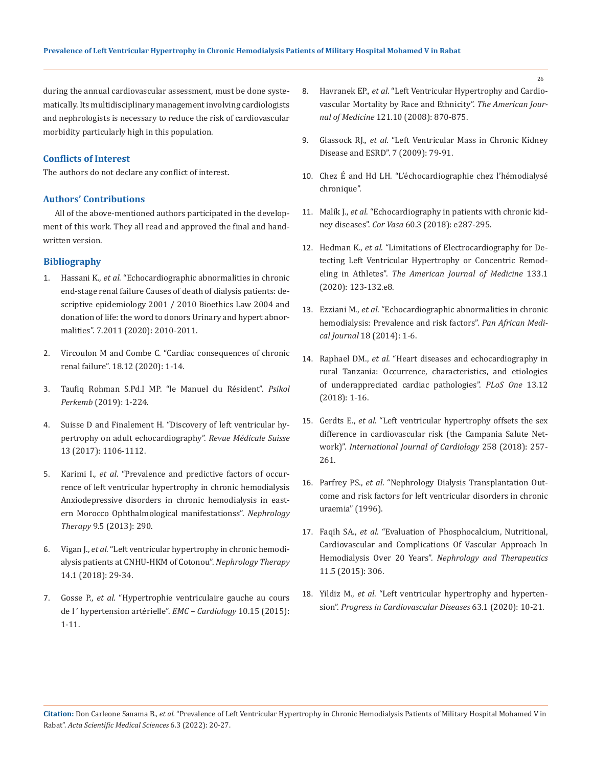during the annual cardiovascular assessment, must be done systematically. Its multidisciplinary management involving cardiologists and nephrologists is necessary to reduce the risk of cardiovascular morbidity particularly high in this population.

## Conflicts of Interest

The authors do not declare any conflict of interest.

## Authors' Contributions

All of the above-mentioned authors participated in the development of this work. They all read and approved the final and handwritten version.

## Bibliography

1. Hassani K., *et al*. "Echocardiographic abnormalities in chronic end-stage renal failure Causes of death of dialysis patients: descriptive epidemiology 2001 / 2010 Bioethics Law 2004 and donation of life: the word to donors Urinary and hypert abnormalities". 7.2011 (2020): 2010-2011.
2. Vircoulon M and Combe C. "Cardiac consequences of chronic renal failure". 18.12 (2020): 1-14.
3. Taufiq Rohman S.Pd.I MP. "le Manuel du Résident". *Psikol Perkemb* (2019): 1-224.
4. Suisse D and Finalement H. "Discovery of left ventricular hypertrophy on adult echocardiography". *Revue Médicale Suisse* 13 (2017): 1106-1112.
5. Karimi I., *et al*. "Prevalence and predictive factors of occurrence of left ventricular hypertrophy in chronic hemodialysis Anxiodepressive disorders in chronic hemodialysis in eastern Morocco Ophthalmological manifestationss". *Nephrology Therapy* 9.5 (2013): 290.
6. Vigan J., *et al*. "Left ventricular hypertrophy in chronic hemodialysis patients at CNHU-HKM of Cotonou". *Nephrology Therapy* 14.1 (2018): 29-34.
7. Gosse P., *et al*. "Hypertrophie ventriculaire gauche au cours de l ' hypertension artérielle". *EMC – Cardiology* 10.15 (2015): 1-11.
8. Havranek EP., *et al*. "Left Ventricular Hypertrophy and Cardiovascular Mortality by Race and Ethnicity". *The American Journal of Medicine* 121.10 (2008): 870-875.
9. Glassock RJ., *et al*. "Left Ventricular Mass in Chronic Kidney Disease and ESRD". 7 (2009): 79-91.
10. Chez É and Hd LH. "L'échocardiographie chez l'hémodialysé chronique".
11. Malík J., *et al*. "Echocardiography in patients with chronic kidney diseases". *Cor Vasa* 60.3 (2018): e287-295.
12. Hedman K., *et al*. "Limitations of Electrocardiography for Detecting Left Ventricular Hypertrophy or Concentric Remodeling in Athletes". *The American Journal of Medicine* 133.1 (2020): 123-132.e8.
13. Ezziani M., *et al*. "Echocardiographic abnormalities in chronic hemodialysis: Prevalence and risk factors". *Pan African Medical Journal* 18 (2014): 1-6.
14. Raphael DM., *et al*. "Heart diseases and echocardiography in rural Tanzania: Occurrence, characteristics, and etiologies of underappreciated cardiac pathologies". *PLoS One* 13.12 (2018): 1-16.
15. Gerdts E., *et al*. "Left ventricular hypertrophy offsets the sex difference in cardiovascular risk (the Campania Salute Network)". *International Journal of Cardiology* 258 (2018): 257-261.
16. Parfrey PS., *et al*. "Nephrology Dialysis Transplantation Outcome and risk factors for left ventricular disorders in chronic uraemia" (1996).
17. Faqih SA., *et al*. "Evaluation of Phosphocalcium, Nutritional, Cardiovascular and Complications Of Vascular Approach In Hemodialysis Over 20 Years". *Nephrology and Therapeutics* 11.5 (2015): 306.
18. Yildiz M., *et al*. "Left ventricular hypertrophy and hypertension". *Progress in Cardiovascular Diseases* 63.1 (2020): 10-21.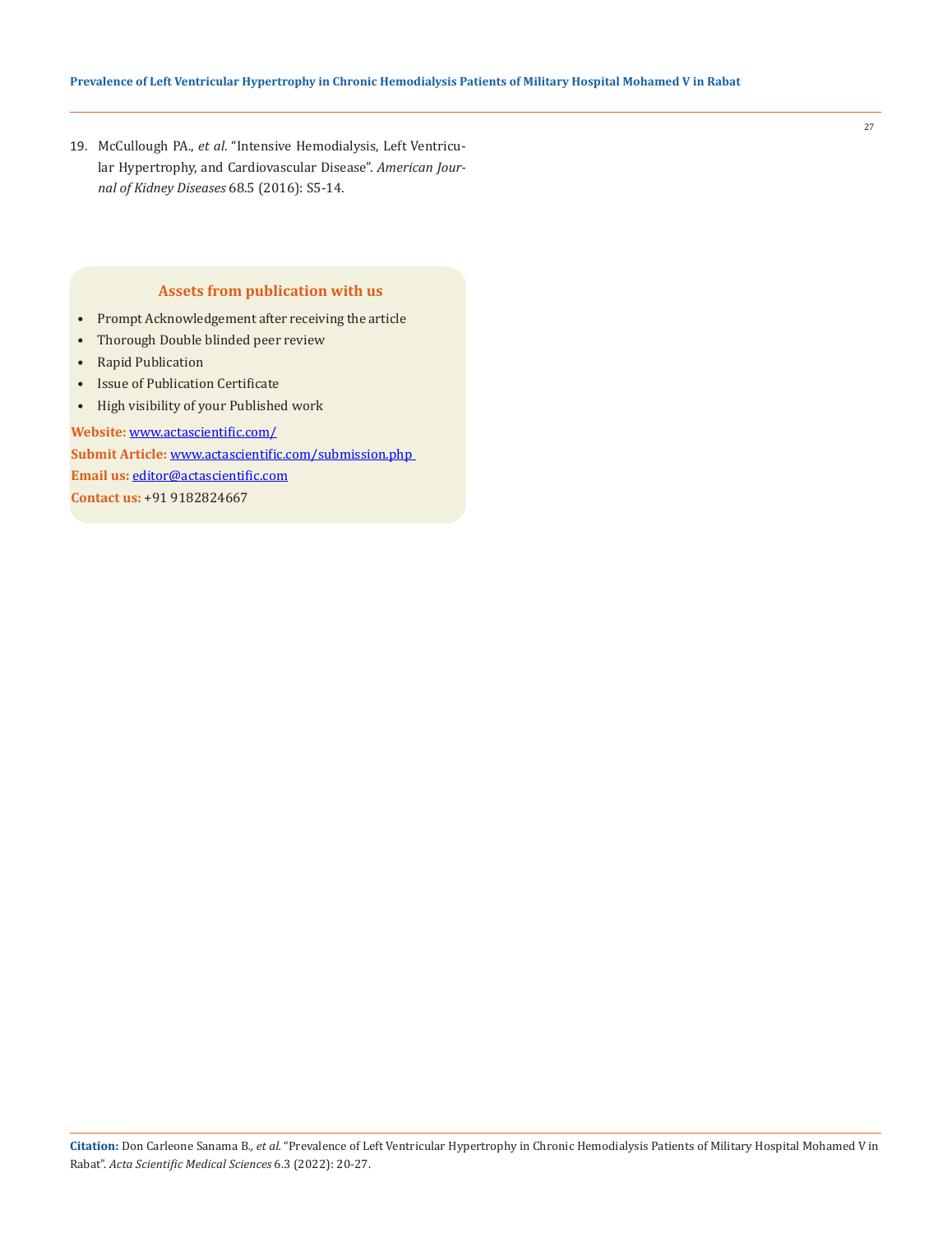19. McCullough PA., *et al*. "Intensive Hemodialysis, Left Ventricular Hypertrophy, and Cardiovascular Disease". *American Journal of Kidney Diseases* 68.5 (2016): S5-14.

### Assets from publication with us

- Prompt Acknowledgement after receiving the article
- Thorough Double blinded peer review
- Rapid Publication
- Issue of Publication Certificate
- High visibility of your Published work

**Website:** www.actascientific.com/

**Submit Article:** www.actascientific.com/submission.php

**Email us:** editor@actascientific.com

**Contact us:** +91 9182824667